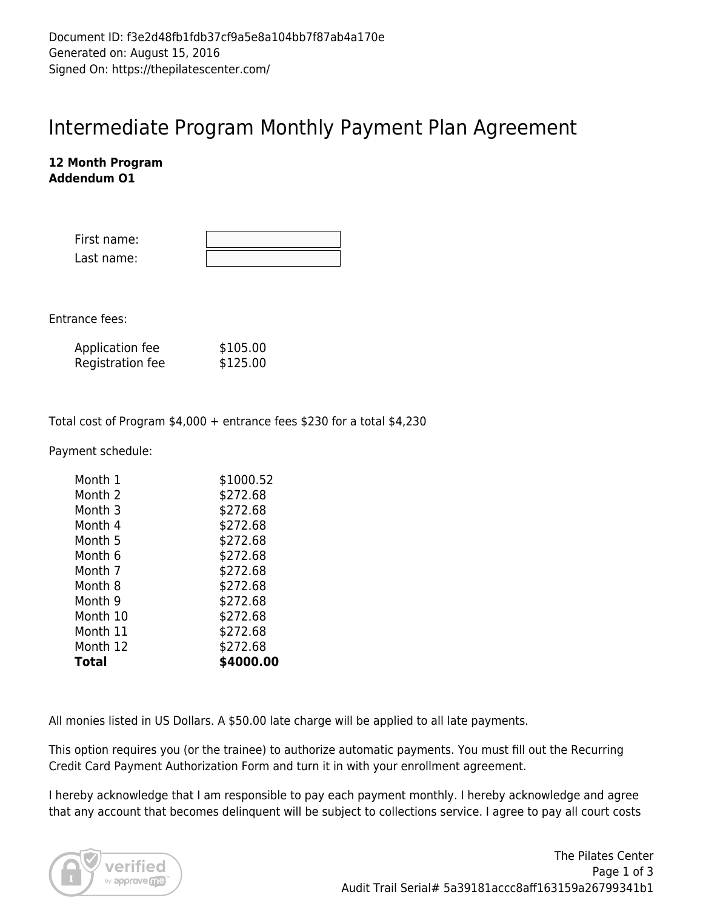Document ID: f3e2d48fb1fdb37cf9a5e8a104bb7f87ab4a170e
Generated on: August 15, 2016
Signed On: https://thepilatescenter.com/

# Intermediate Program Monthly Payment Plan Agreement

**12 Month Program**
**Addendum O1**

| | |
|---|---|
| First name: | |
| Last name: | |

Entrance fees:

| | |
|---|---|
| Application fee | $105.00 |
| Registration fee | $125.00 |

Total cost of Program $4,000 + entrance fees $230 for a total $4,230

Payment schedule:

| | |
|---|---|
| Month 1 | $1000.52 |
| Month 2 | $272.68 |
| Month 3 | $272.68 |
| Month 4 | $272.68 |
| Month 5 | $272.68 |
| Month 6 | $272.68 |
| Month 7 | $272.68 |
| Month 8 | $272.68 |
| Month 9 | $272.68 |
| Month 10 | $272.68 |
| Month 11 | $272.68 |
| Month 12 | $272.68 |
| **Total** | **$4000.00** |

All monies listed in US Dollars. A $50.00 late charge will be applied to all late payments.

This option requires you (or the trainee) to authorize automatic payments. You must fill out the Recurring Credit Card Payment Authorization Form and turn it in with your enrollment agreement.

I hereby acknowledge that I am responsible to pay each payment monthly. I hereby acknowledge and agree that any account that becomes delinquent will be subject to collections service. I agree to pay all court costs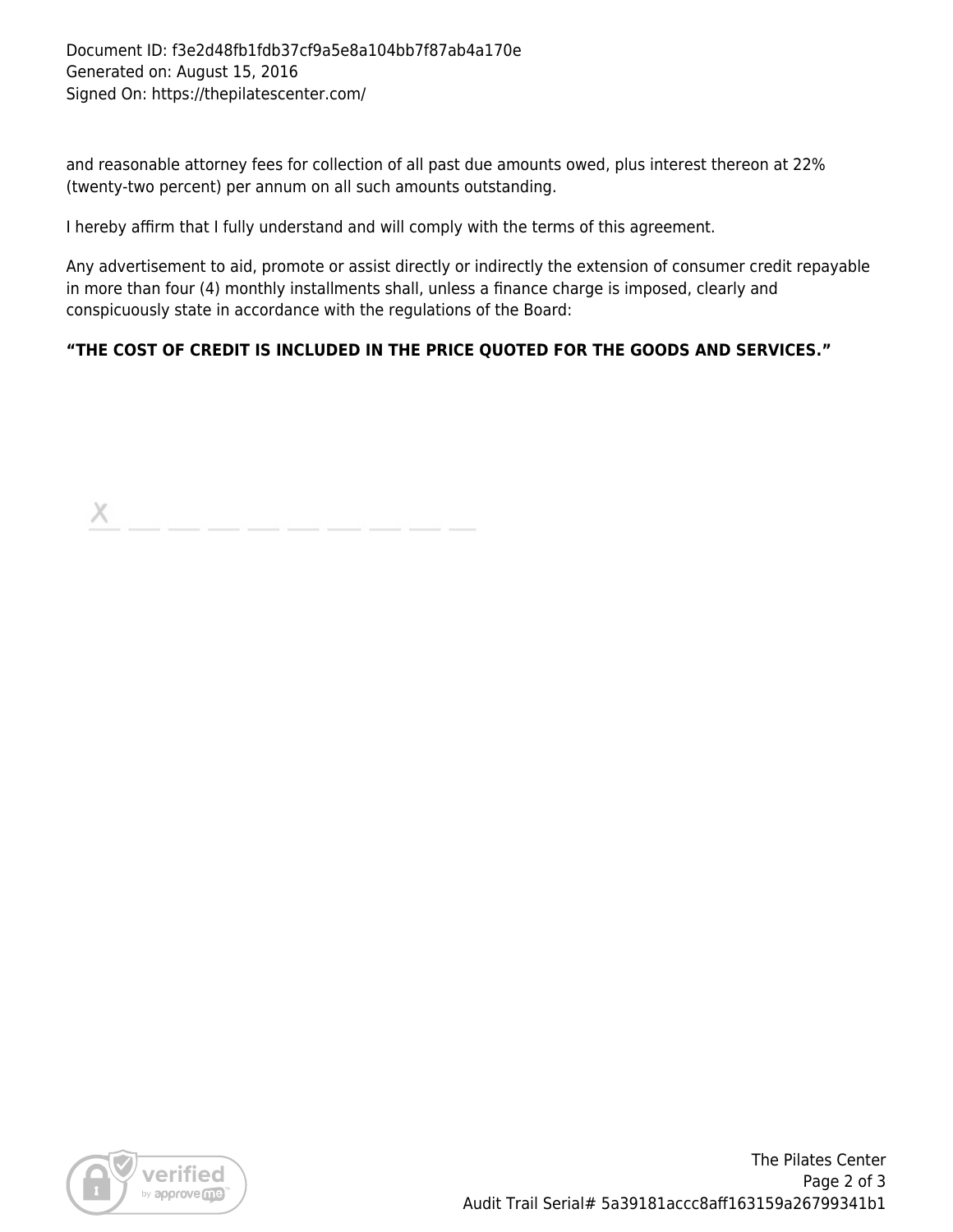and reasonable attorney fees for collection of all past due amounts owed, plus interest thereon at 22% (twenty-two percent) per annum on all such amounts outstanding.

I hereby affirm that I fully understand and will comply with the terms of this agreement.

Any advertisement to aid, promote or assist directly or indirectly the extension of consumer credit repayable in more than four (4) monthly installments shall, unless a finance charge is imposed, clearly and conspicuously state in accordance with the regulations of the Board:

**"THE COST OF CREDIT IS INCLUDED IN THE PRICE QUOTED FOR THE GOODS AND SERVICES."**

X __ __ __ __ __ __ __ __ __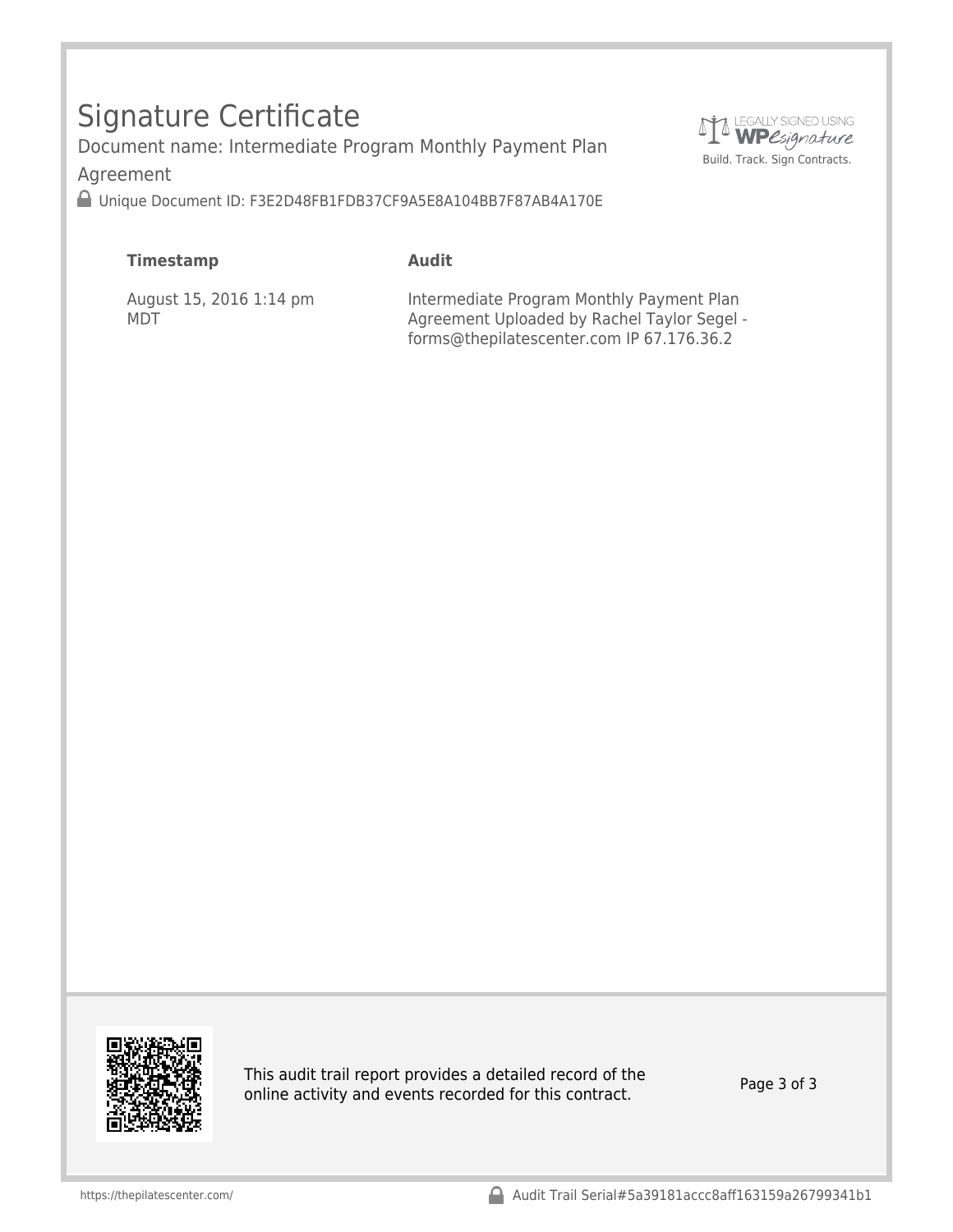# Signature Certificate

Document name: Intermediate Program Monthly Payment Plan Agreement

Unique Document ID: F3E2D48FB1FDB37CF9A5E8A104BB7F87AB4A170E

LEGALLY SIGNED USING WPEsignature

Build. Track. Sign Contracts.

| Timestamp | Audit |
| --- | --- |
| August 15, 2016 1:14 pm MDT | Intermediate Program Monthly Payment Plan Agreement Uploaded by Rachel Taylor Segel - forms@thepilatescenter.com IP 67.176.36.2 |

This audit trail report provides a detailed record of the online activity and events recorded for this contract.

Audit Trail Serial#5a39181accc8aff163159a26799341b1